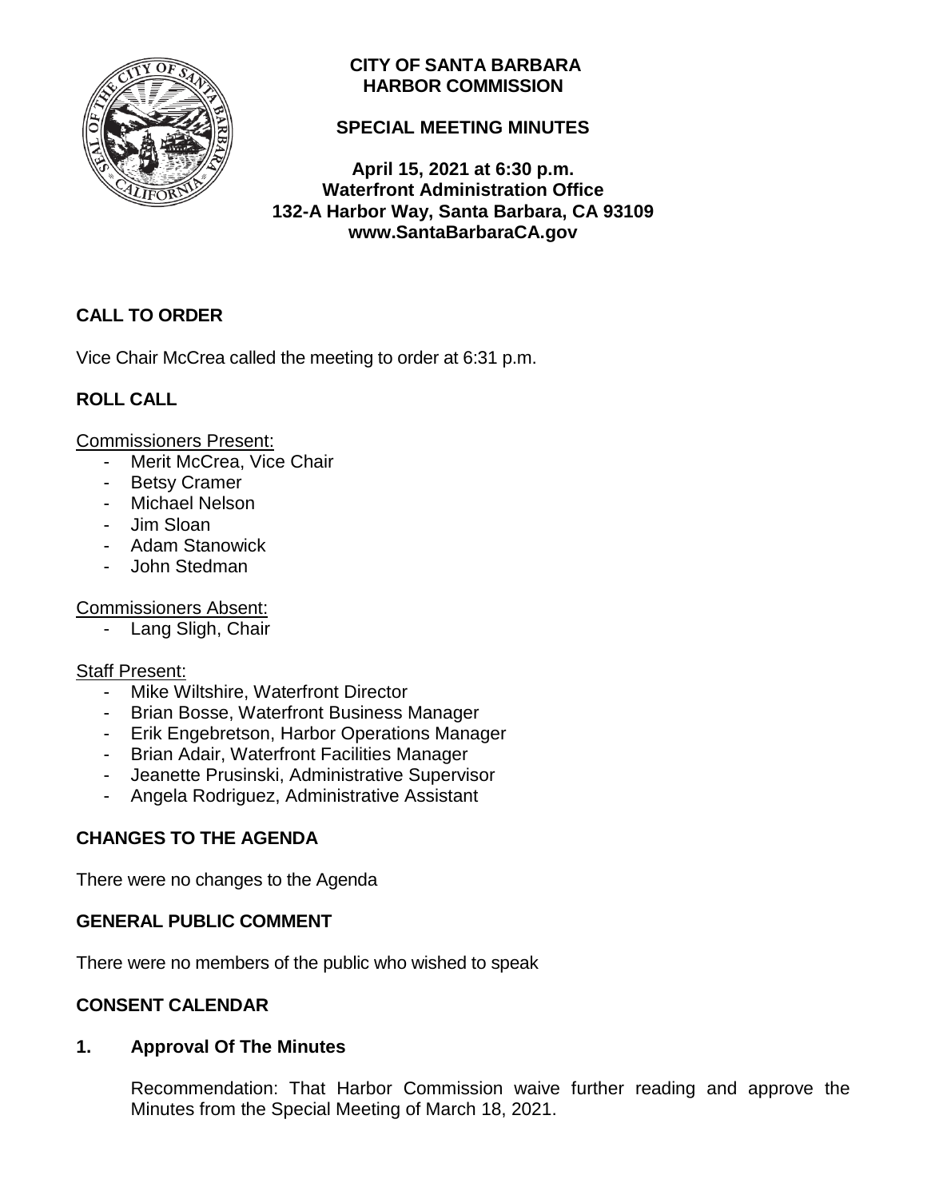**CITY OF SANTA BARBARA**
**HARBOR COMMISSION**

**SPECIAL MEETING MINUTES**

**April 15, 2021 at 6:30 p.m.**
**Waterfront Administration Office**
**132-A Harbor Way, Santa Barbara, CA 93109**
**www.SantaBarbaraCA.gov**

## CALL TO ORDER

Vice Chair McCrea called the meeting to order at 6:31 p.m.

## ROLL CALL

Commissioners Present:

- Merit McCrea, Vice Chair
- Betsy Cramer
- Michael Nelson
- Jim Sloan
- Adam Stanowick
- John Stedman

Commissioners Absent:

- Lang Sligh, Chair

Staff Present:

- Mike Wiltshire, Waterfront Director
- Brian Bosse, Waterfront Business Manager
- Erik Engebretson, Harbor Operations Manager
- Brian Adair, Waterfront Facilities Manager
- Jeanette Prusinski, Administrative Supervisor
- Angela Rodriguez, Administrative Assistant

## CHANGES TO THE AGENDA

There were no changes to the Agenda

## GENERAL PUBLIC COMMENT

There were no members of the public who wished to speak

## CONSENT CALENDAR

### 1. Approval Of The Minutes

Recommendation: That Harbor Commission waive further reading and approve the Minutes from the Special Meeting of March 18, 2021.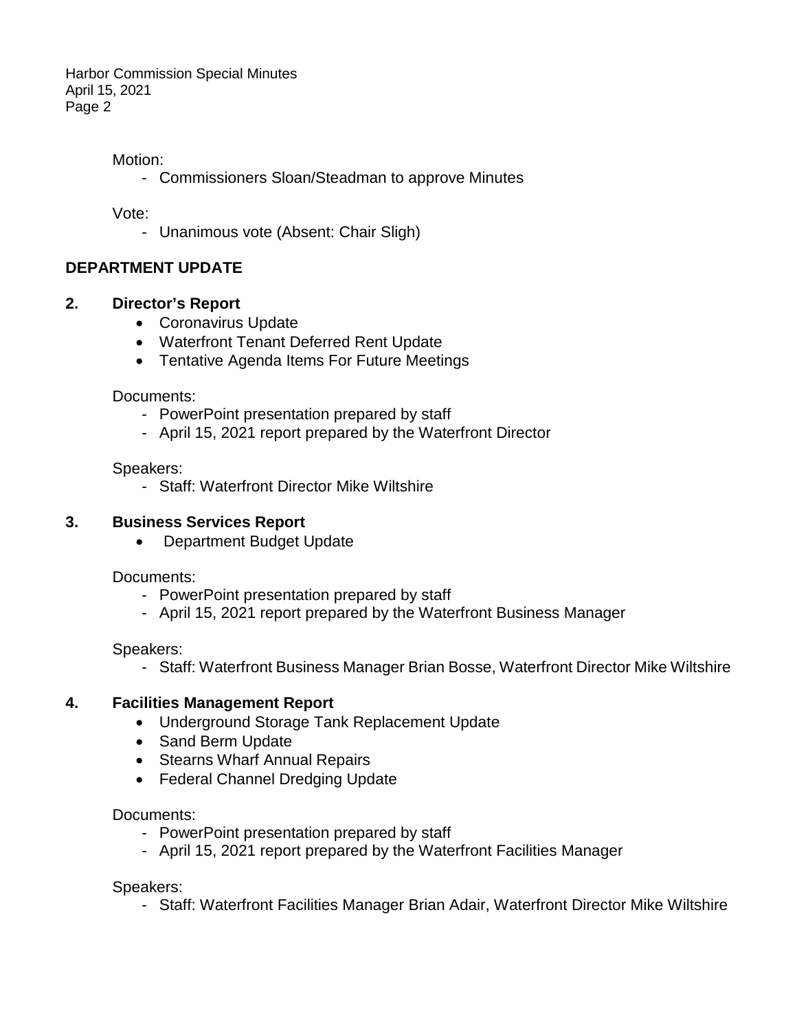Motion:

- Commissioners Sloan/Steadman to approve Minutes

Vote:

- Unanimous vote (Absent: Chair Sligh)

## DEPARTMENT UPDATE

### 2. Director's Report

- Coronavirus Update
- Waterfront Tenant Deferred Rent Update
- Tentative Agenda Items For Future Meetings

Documents:

- PowerPoint presentation prepared by staff
- April 15, 2021 report prepared by the Waterfront Director

Speakers:

- Staff: Waterfront Director Mike Wiltshire

### 3. Business Services Report

- Department Budget Update

Documents:

- PowerPoint presentation prepared by staff
- April 15, 2021 report prepared by the Waterfront Business Manager

Speakers:

- Staff: Waterfront Business Manager Brian Bosse, Waterfront Director Mike Wiltshire

### 4. Facilities Management Report

- Underground Storage Tank Replacement Update
- Sand Berm Update
- Stearns Wharf Annual Repairs
- Federal Channel Dredging Update

Documents:

- PowerPoint presentation prepared by staff
- April 15, 2021 report prepared by the Waterfront Facilities Manager

Speakers:

- Staff: Waterfront Facilities Manager Brian Adair, Waterfront Director Mike Wiltshire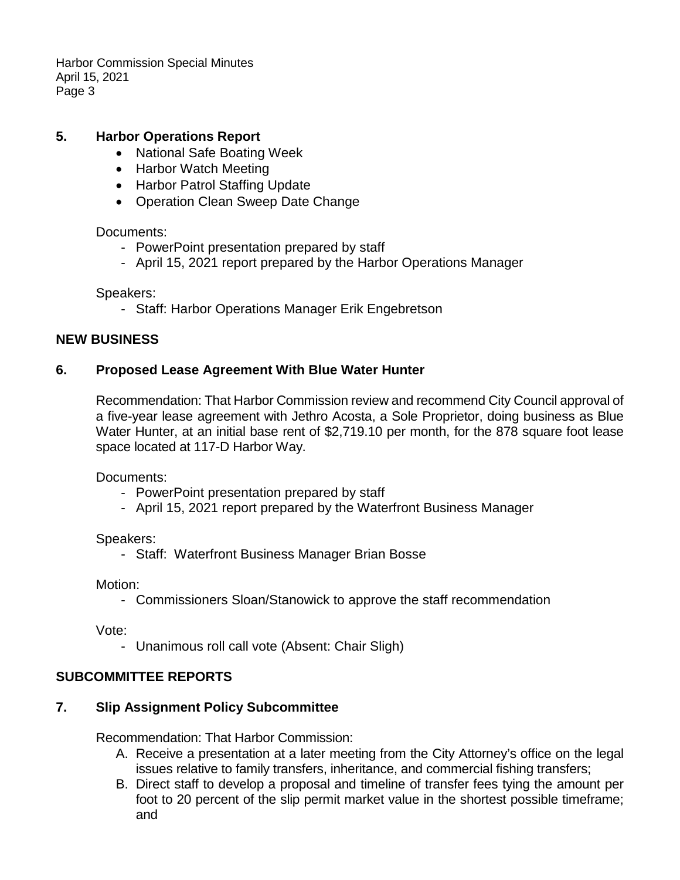## 5. Harbor Operations Report

- National Safe Boating Week
- Harbor Watch Meeting
- Harbor Patrol Staffing Update
- Operation Clean Sweep Date Change

Documents:

- PowerPoint presentation prepared by staff
- April 15, 2021 report prepared by the Harbor Operations Manager

Speakers:

- Staff: Harbor Operations Manager Erik Engebretson

## NEW BUSINESS

## 6. Proposed Lease Agreement With Blue Water Hunter

Recommendation: That Harbor Commission review and recommend City Council approval of a five-year lease agreement with Jethro Acosta, a Sole Proprietor, doing business as Blue Water Hunter, at an initial base rent of $2,719.10 per month, for the 878 square foot lease space located at 117-D Harbor Way.

Documents:

- PowerPoint presentation prepared by staff
- April 15, 2021 report prepared by the Waterfront Business Manager

Speakers:

- Staff: Waterfront Business Manager Brian Bosse

Motion:

- Commissioners Sloan/Stanowick to approve the staff recommendation

Vote:

- Unanimous roll call vote (Absent: Chair Sligh)

## SUBCOMMITTEE REPORTS

## 7. Slip Assignment Policy Subcommittee

Recommendation: That Harbor Commission:

A. Receive a presentation at a later meeting from the City Attorney's office on the legal issues relative to family transfers, inheritance, and commercial fishing transfers;

B. Direct staff to develop a proposal and timeline of transfer fees tying the amount per foot to 20 percent of the slip permit market value in the shortest possible timeframe; and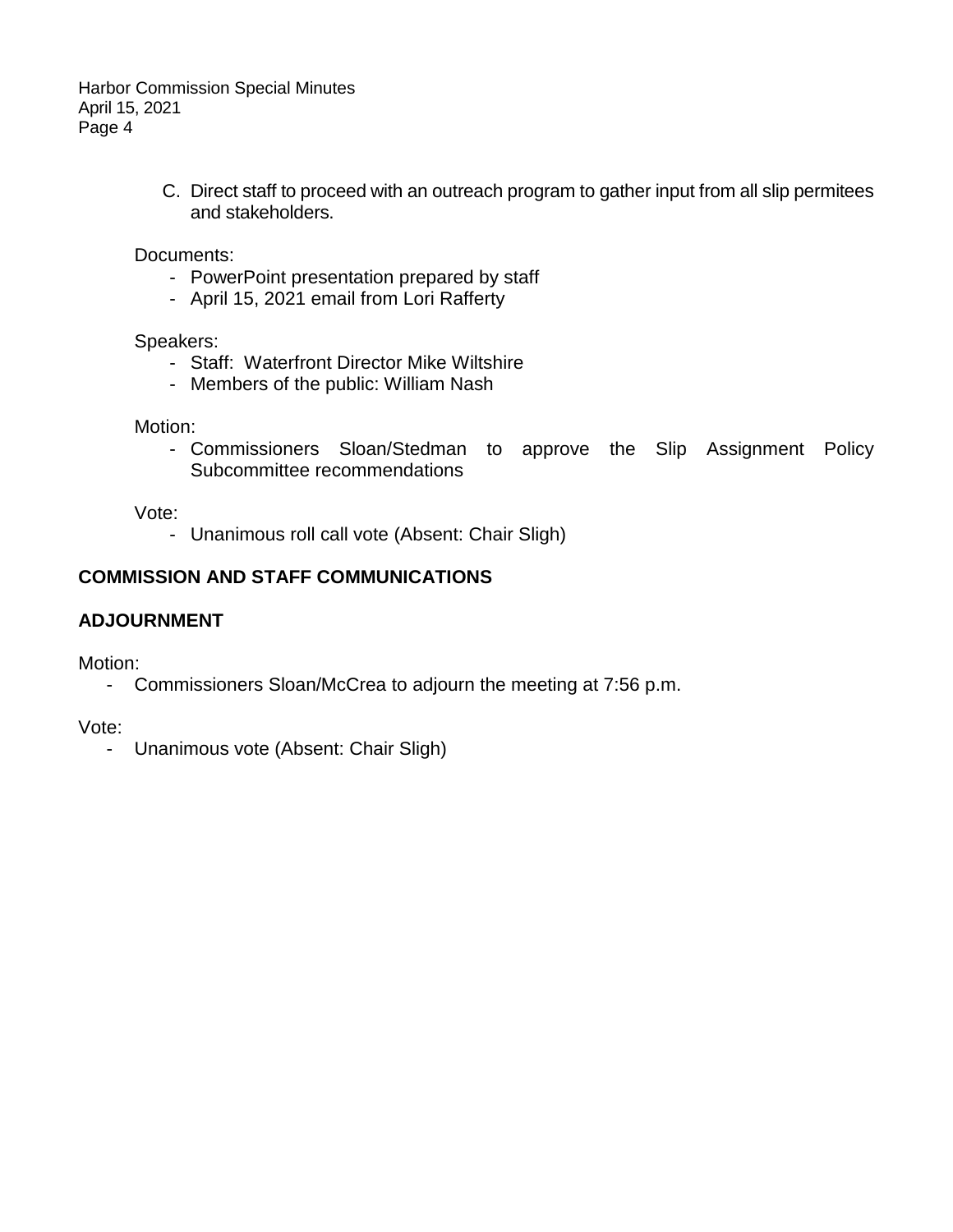C. Direct staff to proceed with an outreach program to gather input from all slip permitees and stakeholders.

Documents:

- PowerPoint presentation prepared by staff
- April 15, 2021 email from Lori Rafferty

Speakers:

- Staff: Waterfront Director Mike Wiltshire
- Members of the public: William Nash

Motion:

- Commissioners Sloan/Stedman to approve the Slip Assignment Policy Subcommittee recommendations

Vote:

- Unanimous roll call vote (Absent: Chair Sligh)

**COMMISSION AND STAFF COMMUNICATIONS**

**ADJOURNMENT**

Motion:

- Commissioners Sloan/McCrea to adjourn the meeting at 7:56 p.m.

Vote:

- Unanimous vote (Absent: Chair Sligh)